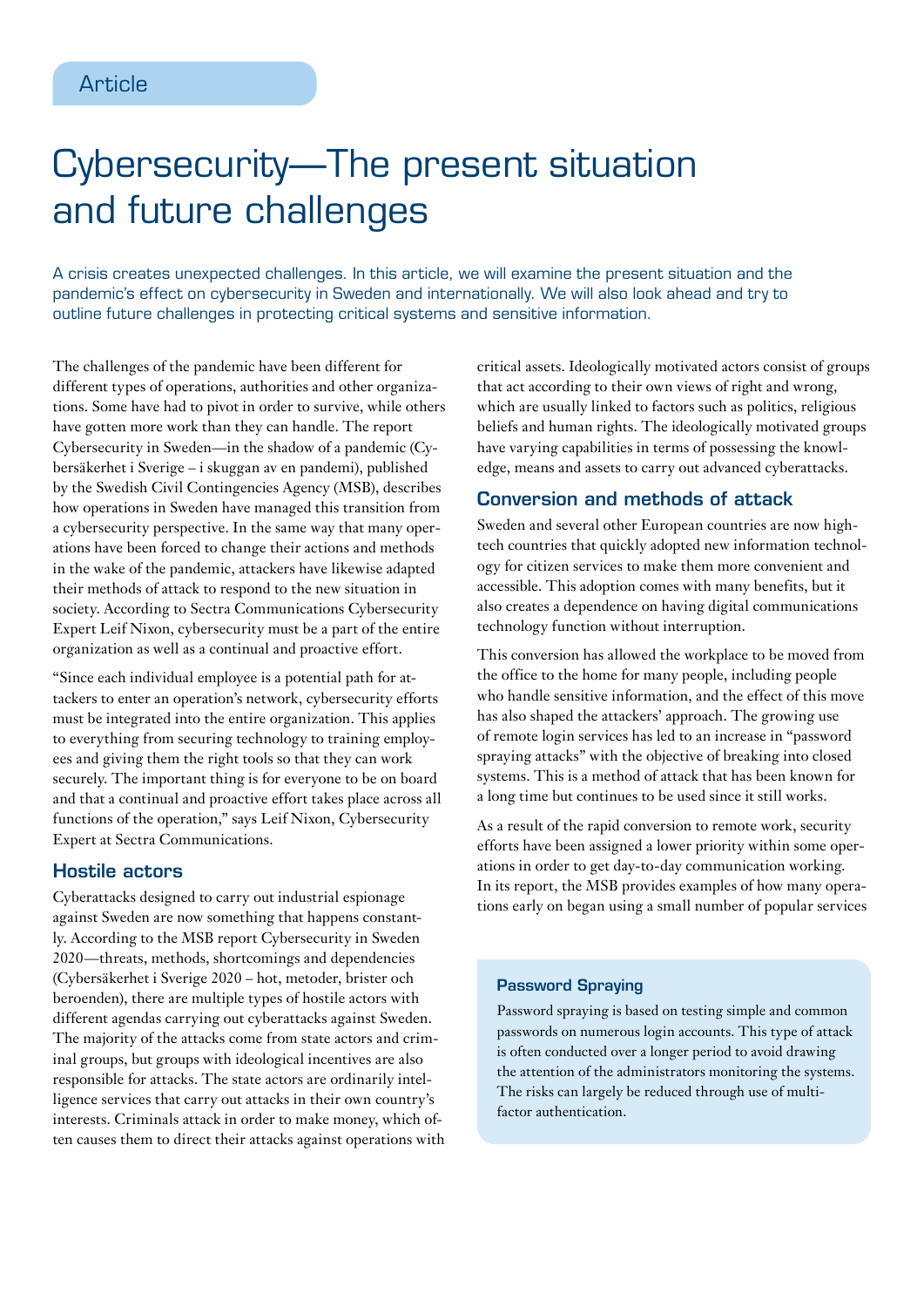Article

# Cybersecurity—The present situation and future challenges

A crisis creates unexpected challenges. In this article, we will examine the present situation and the pandemic's effect on cybersecurity in Sweden and internationally. We will also look ahead and try to outline future challenges in protecting critical systems and sensitive information.

The challenges of the pandemic have been different for different types of operations, authorities and other organizations. Some have had to pivot in order to survive, while others have gotten more work than they can handle. The report Cybersecurity in Sweden—in the shadow of a pandemic (Cybersäkerhet i Sverige – i skuggan av en pandemi), published by the Swedish Civil Contingencies Agency (MSB), describes how operations in Sweden have managed this transition from a cybersecurity perspective. In the same way that many operations have been forced to change their actions and methods in the wake of the pandemic, attackers have likewise adapted their methods of attack to respond to the new situation in society. According to Sectra Communications Cybersecurity Expert Leif Nixon, cybersecurity must be a part of the entire organization as well as a continual and proactive effort.

"Since each individual employee is a potential path for attackers to enter an operation's network, cybersecurity efforts must be integrated into the entire organization. This applies to everything from securing technology to training employees and giving them the right tools so that they can work securely. The important thing is for everyone to be on board and that a continual and proactive effort takes place across all functions of the operation," says Leif Nixon, Cybersecurity Expert at Sectra Communications.

## Hostile actors

Cyberattacks designed to carry out industrial espionage against Sweden are now something that happens constantly. According to the MSB report Cybersecurity in Sweden 2020—threats, methods, shortcomings and dependencies (Cybersäkerhet i Sverige 2020 – hot, metoder, brister och beroenden), there are multiple types of hostile actors with different agendas carrying out cyberattacks against Sweden. The majority of the attacks come from state actors and criminal groups, but groups with ideological incentives are also responsible for attacks. The state actors are ordinarily intelligence services that carry out attacks in their own country's interests. Criminals attack in order to make money, which often causes them to direct their attacks against operations with critical assets. Ideologically motivated actors consist of groups that act according to their own views of right and wrong, which are usually linked to factors such as politics, religious beliefs and human rights. The ideologically motivated groups have varying capabilities in terms of possessing the knowledge, means and assets to carry out advanced cyberattacks.

## Conversion and methods of attack

Sweden and several other European countries are now high-tech countries that quickly adopted new information technology for citizen services to make them more convenient and accessible. This adoption comes with many benefits, but it also creates a dependence on having digital communications technology function without interruption.

This conversion has allowed the workplace to be moved from the office to the home for many people, including people who handle sensitive information, and the effect of this move has also shaped the attackers' approach. The growing use of remote login services has led to an increase in "password spraying attacks" with the objective of breaking into closed systems. This is a method of attack that has been known for a long time but continues to be used since it still works.

As a result of the rapid conversion to remote work, security efforts have been assigned a lower priority within some operations in order to get day-to-day communication working. In its report, the MSB provides examples of how many operations early on began using a small number of popular services

### Password Spraying

Password spraying is based on testing simple and common passwords on numerous login accounts. This type of attack is often conducted over a longer period to avoid drawing the attention of the administrators monitoring the systems. The risks can largely be reduced through use of multi-factor authentication.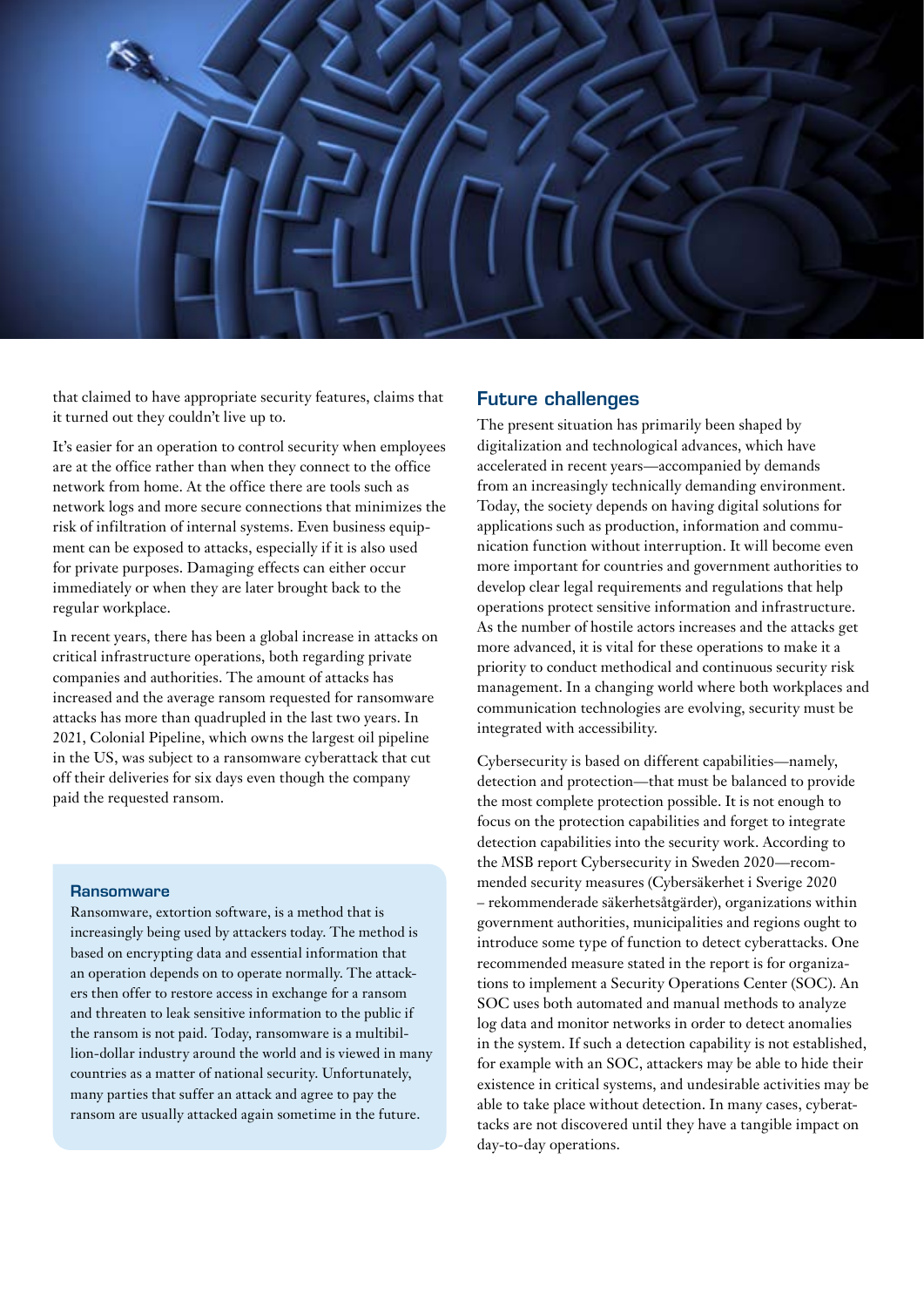that claimed to have appropriate security features, claims that it turned out they couldn't live up to.

It's easier for an operation to control security when employees are at the office rather than when they connect to the office network from home. At the office there are tools such as network logs and more secure connections that minimizes the risk of infiltration of internal systems. Even business equipment can be exposed to attacks, especially if it is also used for private purposes. Damaging effects can either occur immediately or when they are later brought back to the regular workplace.

In recent years, there has been a global increase in attacks on critical infrastructure operations, both regarding private companies and authorities. The amount of attacks has increased and the average ransom requested for ransomware attacks has more than quadrupled in the last two years. In 2021, Colonial Pipeline, which owns the largest oil pipeline in the US, was subject to a ransomware cyberattack that cut off their deliveries for six days even though the company paid the requested ransom.

### Ransomware

Ransomware, extortion software, is a method that is increasingly being used by attackers today. The method is based on encrypting data and essential information that an operation depends on to operate normally. The attackers then offer to restore access in exchange for a ransom and threaten to leak sensitive information to the public if the ransom is not paid. Today, ransomware is a multibillion-dollar industry around the world and is viewed in many countries as a matter of national security. Unfortunately, many parties that suffer an attack and agree to pay the ransom are usually attacked again sometime in the future.

## Future challenges

The present situation has primarily been shaped by digitalization and technological advances, which have accelerated in recent years—accompanied by demands from an increasingly technically demanding environment. Today, the society depends on having digital solutions for applications such as production, information and communication function without interruption. It will become even more important for countries and government authorities to develop clear legal requirements and regulations that help operations protect sensitive information and infrastructure. As the number of hostile actors increases and the attacks get more advanced, it is vital for these operations to make it a priority to conduct methodical and continuous security risk management. In a changing world where both workplaces and communication technologies are evolving, security must be integrated with accessibility.

Cybersecurity is based on different capabilities—namely, detection and protection—that must be balanced to provide the most complete protection possible. It is not enough to focus on the protection capabilities and forget to integrate detection capabilities into the security work. According to the MSB report Cybersecurity in Sweden 2020—recommended security measures (Cybersäkerhet i Sverige 2020 – rekommenderade säkerhetsåtgärder), organizations within government authorities, municipalities and regions ought to introduce some type of function to detect cyberattacks. One recommended measure stated in the report is for organizations to implement a Security Operations Center (SOC). An SOC uses both automated and manual methods to analyze log data and monitor networks in order to detect anomalies in the system. If such a detection capability is not established, for example with an SOC, attackers may be able to hide their existence in critical systems, and undesirable activities may be able to take place without detection. In many cases, cyberattacks are not discovered until they have a tangible impact on day-to-day operations.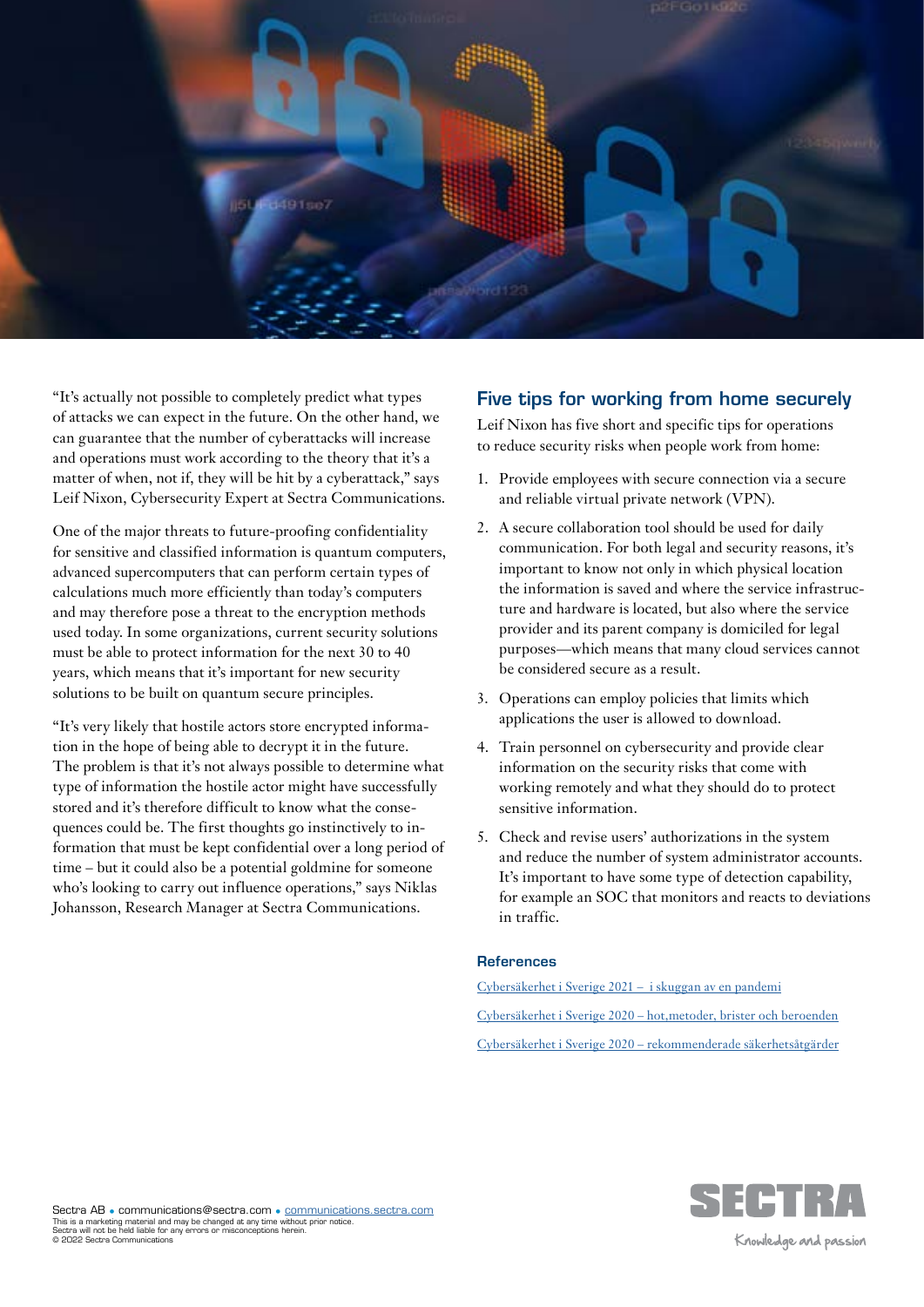"It's actually not possible to completely predict what types of attacks we can expect in the future. On the other hand, we can guarantee that the number of cyberattacks will increase and operations must work according to the theory that it's a matter of when, not if, they will be hit by a cyberattack," says Leif Nixon, Cybersecurity Expert at Sectra Communications.

One of the major threats to future-proofing confidentiality for sensitive and classified information is quantum computers, advanced supercomputers that can perform certain types of calculations much more efficiently than today's computers and may therefore pose a threat to the encryption methods used today. In some organizations, current security solutions must be able to protect information for the next 30 to 40 years, which means that it's important for new security solutions to be built on quantum secure principles.

"It's very likely that hostile actors store encrypted information in the hope of being able to decrypt it in the future. The problem is that it's not always possible to determine what type of information the hostile actor might have successfully stored and it's therefore difficult to know what the consequences could be. The first thoughts go instinctively to information that must be kept confidential over a long period of time – but it could also be a potential goldmine for someone who's looking to carry out influence operations," says Niklas Johansson, Research Manager at Sectra Communications.

## Five tips for working from home securely

Leif Nixon has five short and specific tips for operations to reduce security risks when people work from home:

1. Provide employees with secure connection via a secure and reliable virtual private network (VPN).
2. A secure collaboration tool should be used for daily communication. For both legal and security reasons, it's important to know not only in which physical location the information is saved and where the service infrastructure and hardware is located, but also where the service provider and its parent company is domiciled for legal purposes—which means that many cloud services cannot be considered secure as a result.
3. Operations can employ policies that limits which applications the user is allowed to download.
4. Train personnel on cybersecurity and provide clear information on the security risks that come with working remotely and what they should do to protect sensitive information.
5. Check and revise users' authorizations in the system and reduce the number of system administrator accounts. It's important to have some type of detection capability, for example an SOC that monitors and reacts to deviations in traffic.

### References

Cybersäkerhet i Sverige 2021 – i skuggan av en pandemi

Cybersäkerhet i Sverige 2020 – hot,metoder, brister och beroenden

Cybersäkerhet i Sverige 2020 – rekommenderade säkerhetsåtgärder

Sectra AB • communications@sectra.com • communications.sectra.com
This is a marketing material and may be changed at any time without prior notice.
Sectra will not be held liable for any errors or misconceptions herein.
© 2022 Sectra Communications

SECTRA
Knowledge and passion